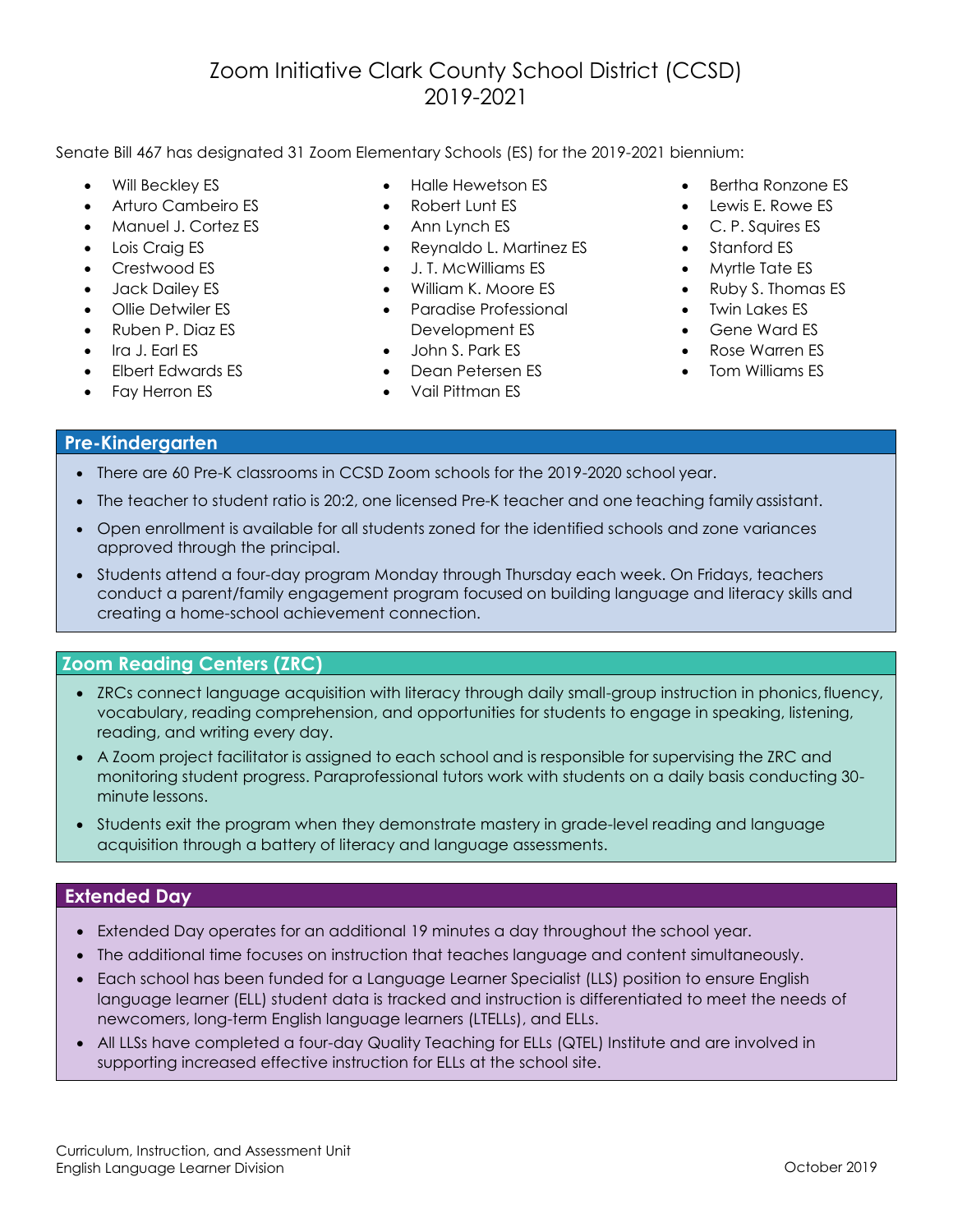# Zoom Initiative Clark County School District (CCSD) 2019-2021

Senate Bill 467 has designated 31 Zoom Elementary Schools (ES) for the 2019-2021 biennium:

- Will Beckley ES
- Arturo Cambeiro ES
- Manuel J. Cortez ES
- Lois Craig ES
- Crestwood ES
- Jack Dailey ES
- Ollie Detwiler ES
- Ruben P. Diaz ES
- Ira J. Earl ES
- Elbert Edwards ES
- Fay Herron ES
- Halle Hewetson ES
- Robert Lunt ES
- Ann Lynch ES
- Reynaldo L. Martinez ES
- J. T. McWilliams ES
- William K. Moore ES
- Paradise Professional Development ES
- John S. Park ES
- Dean Petersen ES
- Vail Pittman ES
- Bertha Ronzone ES
- Lewis E. Rowe ES
- C. P. Squires ES
- Stanford ES
- Myrtle Tate ES
- Ruby S. Thomas ES
- Twin Lakes ES
- Gene Ward ES
- Rose Warren ES
- Tom Williams ES

## Pre-Kindergarten

- There are 60 Pre-K classrooms in CCSD Zoom schools for the 2019-2020 school year.
- The teacher to student ratio is 20:2, one licensed Pre-K teacher and one teaching family assistant.
- Open enrollment is available for all students zoned for the identified schools and zone variances approved through the principal.
- Students attend a four-day program Monday through Thursday each week. On Fridays, teachers conduct a parent/family engagement program focused on building language and literacy skills and creating a home-school achievement connection.

## Zoom Reading Centers (ZRC)

- ZRCs connect language acquisition with literacy through daily small-group instruction in phonics, fluency, vocabulary, reading comprehension, and opportunities for students to engage in speaking, listening, reading, and writing every day.
- A Zoom project facilitator is assigned to each school and is responsible for supervising the ZRC and monitoring student progress. Paraprofessional tutors work with students on a daily basis conducting 30-minute lessons.
- Students exit the program when they demonstrate mastery in grade-level reading and language acquisition through a battery of literacy and language assessments.

## Extended Day

- Extended Day operates for an additional 19 minutes a day throughout the school year.
- The additional time focuses on instruction that teaches language and content simultaneously.
- Each school has been funded for a Language Learner Specialist (LLS) position to ensure English language learner (ELL) student data is tracked and instruction is differentiated to meet the needs of newcomers, long-term English language learners (LTELLs), and ELLs.
- All LLSs have completed a four-day Quality Teaching for ELLs (QTEL) Institute and are involved in supporting increased effective instruction for ELLs at the school site.

Curriculum, Instruction, and Assessment Unit
English Language Learner Division

October 2019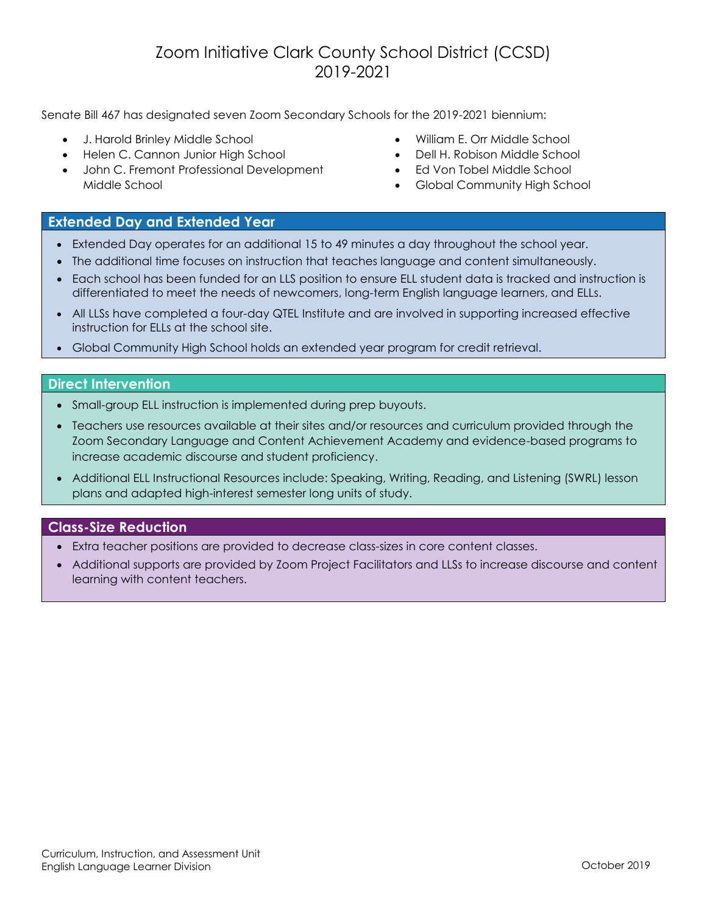# Zoom Initiative Clark County School District (CCSD) 2019-2021

Senate Bill 467 has designated seven Zoom Secondary Schools for the 2019-2021 biennium:

- J. Harold Brinley Middle School
- Helen C. Cannon Junior High School
- John C. Fremont Professional Development Middle School
- William E. Orr Middle School
- Dell H. Robison Middle School
- Ed Von Tobel Middle School
- Global Community High School

## Extended Day and Extended Year

- Extended Day operates for an additional 15 to 49 minutes a day throughout the school year.
- The additional time focuses on instruction that teaches language and content simultaneously.
- Each school has been funded for an LLS position to ensure ELL student data is tracked and instruction is differentiated to meet the needs of newcomers, long-term English language learners, and ELLs.
- All LLSs have completed a four-day QTEL Institute and are involved in supporting increased effective instruction for ELLs at the school site.
- Global Community High School holds an extended year program for credit retrieval.

## Direct Intervention

- Small-group ELL instruction is implemented during prep buyouts.
- Teachers use resources available at their sites and/or resources and curriculum provided through the Zoom Secondary Language and Content Achievement Academy and evidence-based programs to increase academic discourse and student proficiency.
- Additional ELL Instructional Resources include: Speaking, Writing, Reading, and Listening (SWRL) lesson plans and adapted high-interest semester long units of study.

## Class-Size Reduction

- Extra teacher positions are provided to decrease class-sizes in core content classes.
- Additional supports are provided by Zoom Project Facilitators and LLSs to increase discourse and content learning with content teachers.

Curriculum, Instruction, and Assessment Unit
English Language Learner Division

October 2019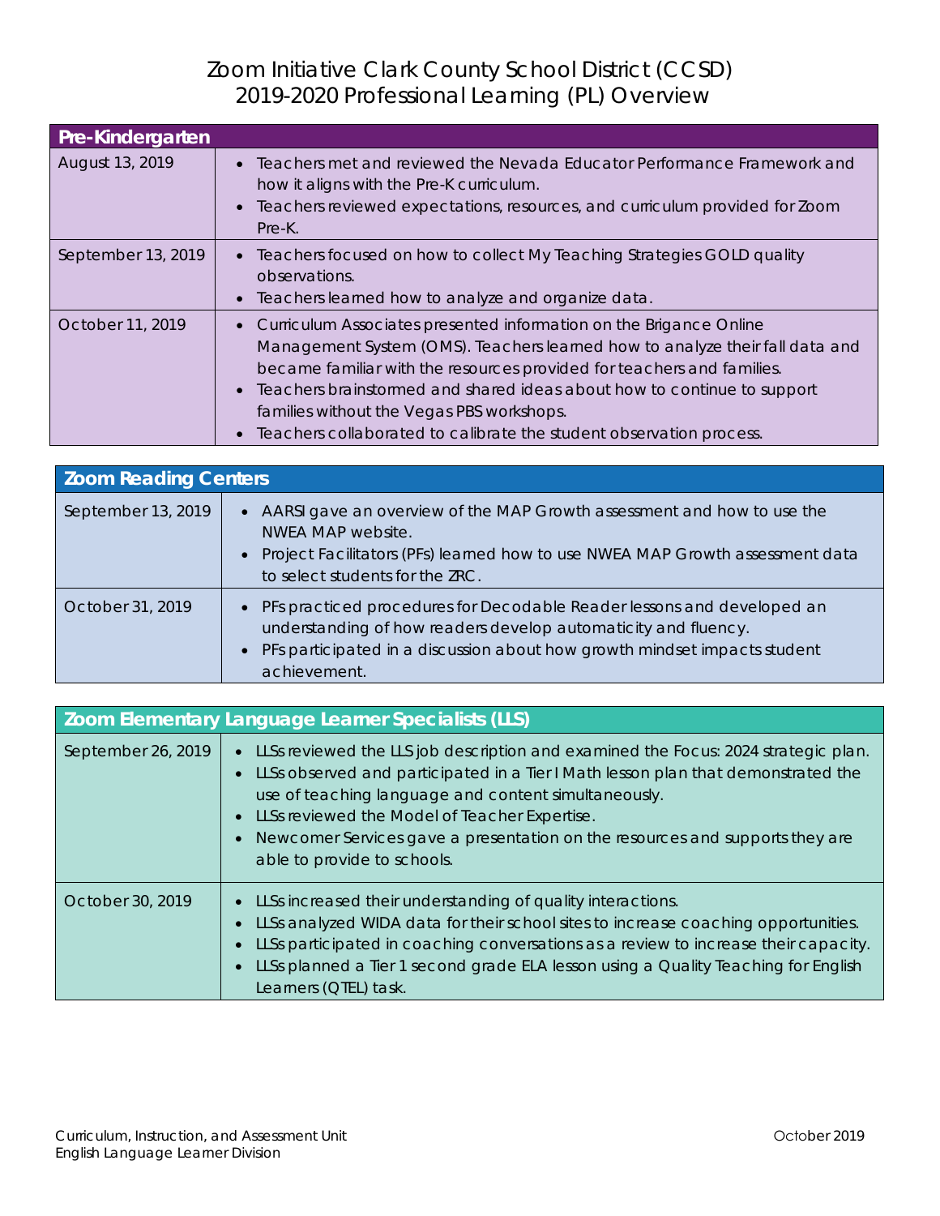# Zoom Initiative Clark County School District (CCSD)
## 2019-2020 Professional Learning (PL) Overview

| Pre-Kindergarten | |
|---|---|
| August 13, 2019 | • Teachers met and reviewed the Nevada Educator Performance Framework and how it aligns with the Pre-K curriculum.<br>• Teachers reviewed expectations, resources, and curriculum provided for Zoom Pre-K. |
| September 13, 2019 | • Teachers focused on how to collect My Teaching Strategies GOLD quality observations.<br>• Teachers learned how to analyze and organize data. |
| October 11, 2019 | • Curriculum Associates presented information on the Brigance Online Management System (OMS). Teachers learned how to analyze their fall data and became familiar with the resources provided for teachers and families.<br>• Teachers brainstormed and shared ideas about how to continue to support families without the Vegas PBS workshops.<br>• Teachers collaborated to calibrate the student observation process. |

| Zoom Reading Centers | |
|---|---|
| September 13, 2019 | • AARSI gave an overview of the MAP Growth assessment and how to use the NWEA MAP website.<br>• Project Facilitators (PFs) learned how to use NWEA MAP Growth assessment data to select students for the ZRC. |
| October 31, 2019 | • PFs practiced procedures for Decodable Reader lessons and developed an understanding of how readers develop automaticity and fluency.<br>• PFs participated in a discussion about how growth mindset impacts student achievement. |

| Zoom Elementary Language Learner Specialists (LLS) | |
|---|---|
| September 26, 2019 | • LLSs reviewed the LLS job description and examined the Focus: 2024 strategic plan.<br>• LLSs observed and participated in a Tier I Math lesson plan that demonstrated the use of teaching language and content simultaneously.<br>• LLSs reviewed the Model of Teacher Expertise.<br>• Newcomer Services gave a presentation on the resources and supports they are able to provide to schools. |
| October 30, 2019 | • LLSs increased their understanding of quality interactions.<br>• LLSs analyzed WIDA data for their school sites to increase coaching opportunities.<br>• LLSs participated in coaching conversations as a review to increase their capacity.<br>• LLSs planned a Tier 1 second grade ELA lesson using a Quality Teaching for English Learners (QTEL) task. |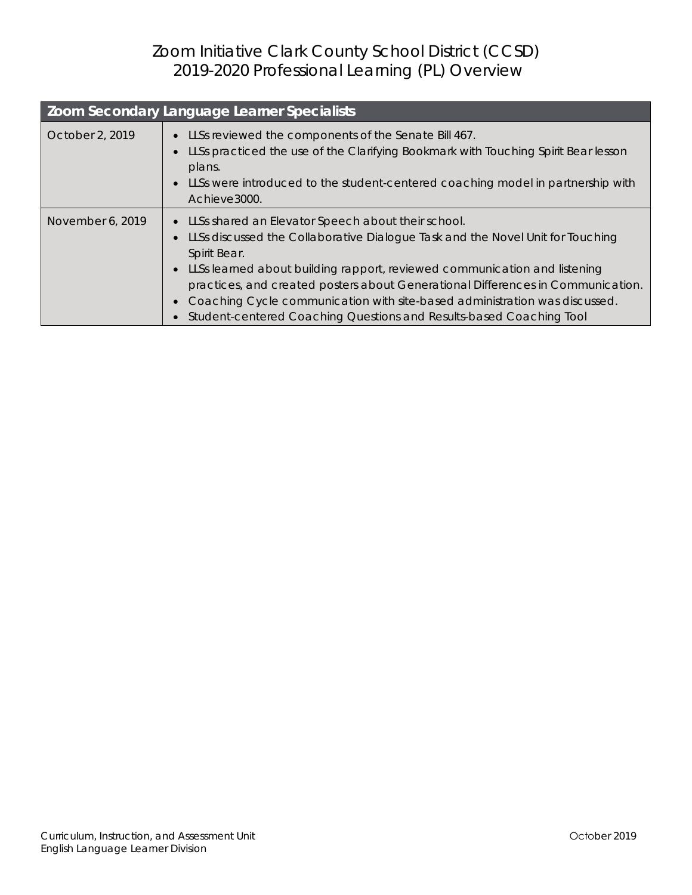# Zoom Initiative Clark County School District (CCSD) 2019-2020 Professional Learning (PL) Overview

| Zoom Secondary Language Learner Specialists | |
|---|---|
| October 2, 2019 | • LLSs reviewed the components of the Senate Bill 467.<br>• LLSs practiced the use of the Clarifying Bookmark with Touching Spirit Bear lesson plans.<br>• LLSs were introduced to the student-centered coaching model in partnership with Achieve3000. |
| November 6, 2019 | • LLSs shared an Elevator Speech about their school.<br>• LLSs discussed the Collaborative Dialogue Task and the Novel Unit for Touching Spirit Bear.<br>• LLSs learned about building rapport, reviewed communication and listening practices, and created posters about Generational Differences in Communication.<br>• Coaching Cycle communication with site-based administration was discussed.<br>• Student-centered Coaching Questions and Results-based Coaching Tool |